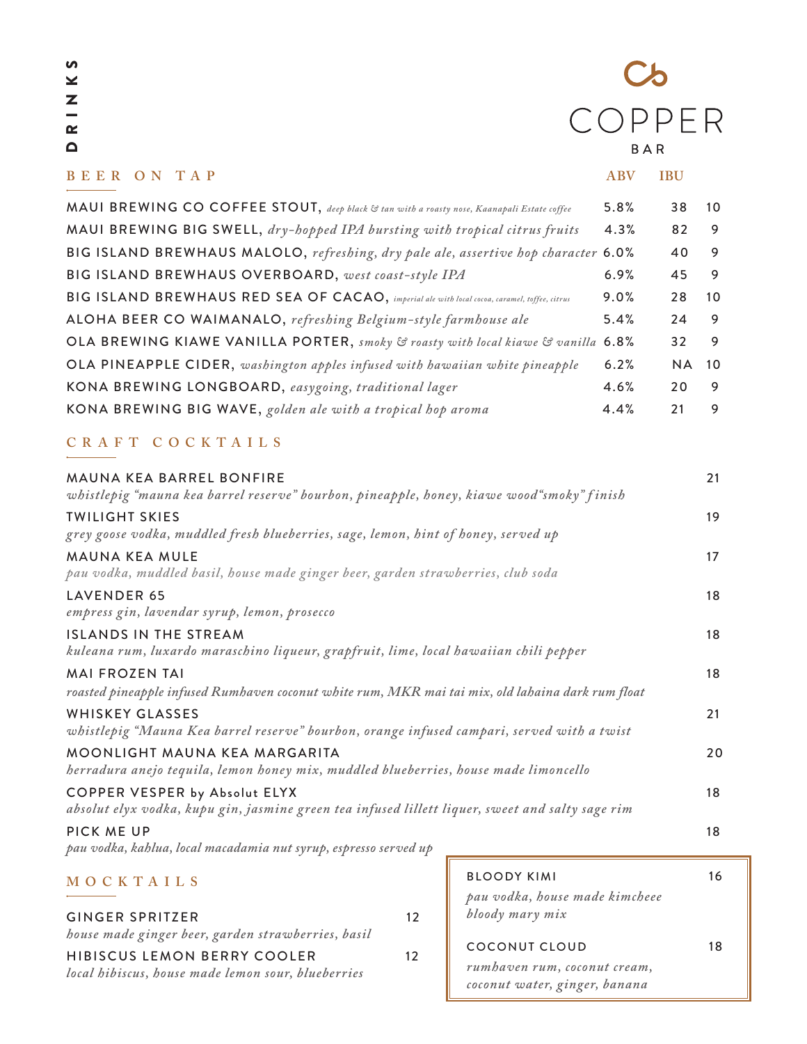# COPPER BAR

## DRINKS

### BEER ON TAP

| | ABV | IBU | |
|---|---|---|---|
| MAUI BREWING CO COFFEE STOUT, *deep black & tan with a roasty nose, Kaanapali Estate coffee* | 5.8% | 38 | 10 |
| MAUI BREWING BIG SWELL, *dry-hopped IPA bursting with tropical citrus fruits* | 4.3% | 82 | 9 |
| BIG ISLAND BREWHAUS MALOLO, *refreshing, dry pale ale, assertive hop character* | 6.0% | 40 | 9 |
| BIG ISLAND BREWHAUS OVERBOARD, *west coast-style IPA* | 6.9% | 45 | 9 |
| BIG ISLAND BREWHAUS RED SEA OF CACAO, *imperial ale with local cocoa, caramel, toffee, citrus* | 9.0% | 28 | 10 |
| ALOHA BEER CO WAIMANALO, *refreshing Belgium-style farmhouse ale* | 5.4% | 24 | 9 |
| OLA BREWING KIAWE VANILLA PORTER, *smoky & roasty with local kiawe & vanilla* | 6.8% | 32 | 9 |
| OLA PINEAPPLE CIDER, *washington apples infused with hawaiian white pineapple* | 6.2% | NA | 10 |
| KONA BREWING LONGBOARD, *easygoing, traditional lager* | 4.6% | 20 | 9 |
| KONA BREWING BIG WAVE, *golden ale with a tropical hop aroma* | 4.4% | 21 | 9 |

### CRAFT COCKTAILS

**MAUNA KEA BARREL BONFIRE** — 21
*whistlepig "mauna kea barrel reserve" bourbon, pineapple, honey, kiawe wood"smoky" finish*

**TWILIGHT SKIES** — 19
*grey goose vodka, muddled fresh blueberries, sage, lemon, hint of honey, served up*

**MAUNA KEA MULE** — 17
*pau vodka, muddled basil, house made ginger beer, garden strawberries, club soda*

**LAVENDER 65** — 18
*empress gin, lavendar syrup, lemon, prosecco*

**ISLANDS IN THE STREAM** — 18
*kuleana rum, luxardo maraschino liqueur, grapfruit, lime, local hawaiian chili pepper*

**MAI FROZEN TAI** — 18
*roasted pineapple infused Rumhaven coconut white rum, MKR mai tai mix, old lahaina dark rum float*

**WHISKEY GLASSES** — 21
*whistlepig "Mauna Kea barrel reserve" bourbon, orange infused campari, served with a twist*

**MOONLIGHT MAUNA KEA MARGARITA** — 20
*herradura anejo tequila, lemon honey mix, muddled blueberries, house made limoncello*

**COPPER VESPER by Absolut ELYX** — 18
*absolut elyx vodka, kupu gin, jasmine green tea infused lillett liquer, sweet and salty sage rim*

**PICK ME UP** — 18
*pau vodka, kahlua, local macadamia nut syrup, espresso served up*

### MOCKTAILS

**GINGER SPRITZER** — 12
*house made ginger beer, garden strawberries, basil*

**HIBISCUS LEMON BERRY COOLER** — 12
*local hibiscus, house made lemon sour, blueberries*

**BLOODY KIMI** — 16
*pau vodka, house made kimcheee bloody mary mix*

**COCONUT CLOUD** — 18
*rumhaven rum, coconut cream, coconut water, ginger, banana*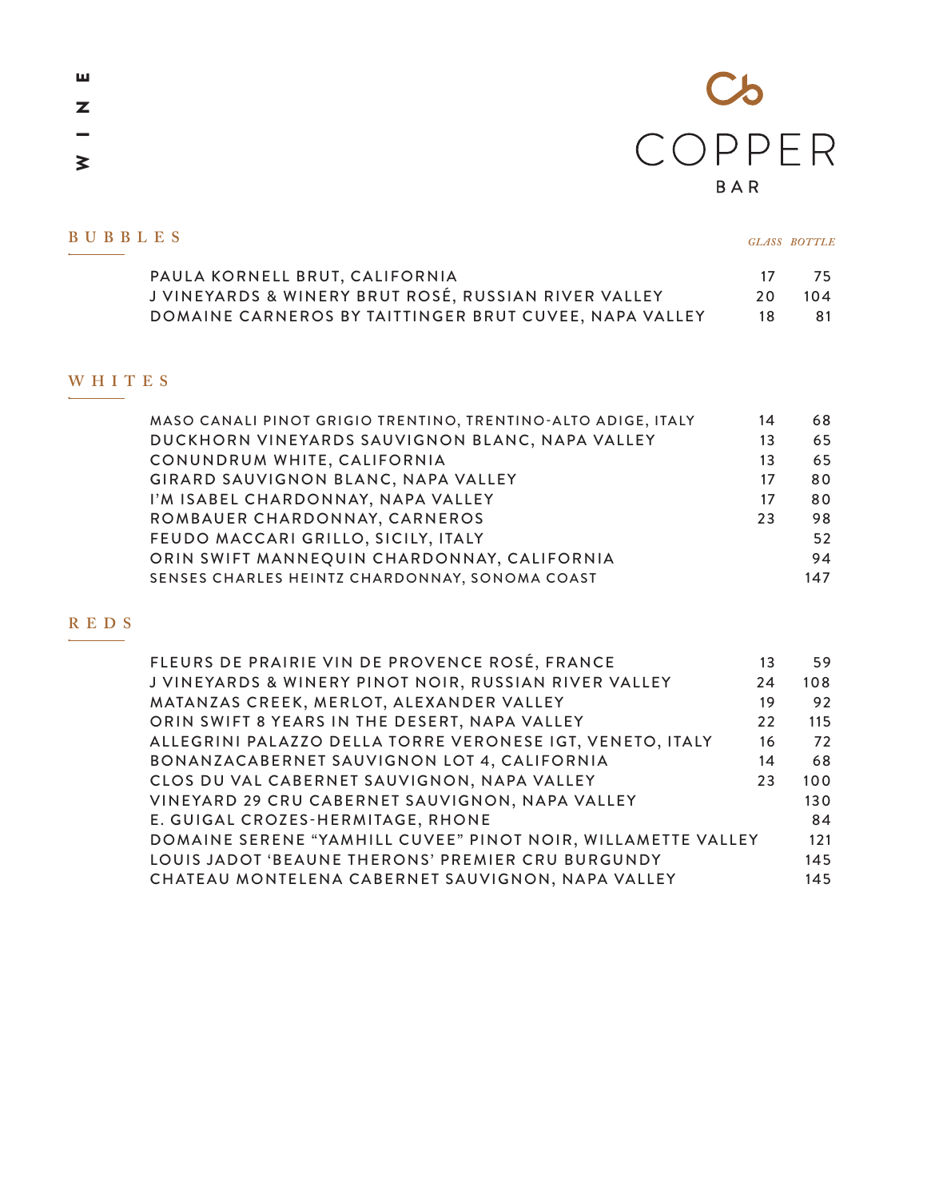WINE

# COPPER BAR

## BUBBLES

| | GLASS | BOTTLE |
|---|---|---|
| PAULA KORNELL BRUT, CALIFORNIA | 17 | 75 |
| J VINEYARDS & WINERY BRUT ROSÉ, RUSSIAN RIVER VALLEY | 20 | 104 |
| DOMAINE CARNEROS BY TAITTINGER BRUT CUVEE, NAPA VALLEY | 18 | 81 |

## WHITES

| | GLASS | BOTTLE |
|---|---|---|
| MASO CANALI PINOT GRIGIO TRENTINO, TRENTINO-ALTO ADIGE, ITALY | 14 | 68 |
| DUCKHORN VINEYARDS SAUVIGNON BLANC, NAPA VALLEY | 13 | 65 |
| CONUNDRUM WHITE, CALIFORNIA | 13 | 65 |
| GIRARD SAUVIGNON BLANC, NAPA VALLEY | 17 | 80 |
| I'M ISABEL CHARDONNAY, NAPA VALLEY | 17 | 80 |
| ROMBAUER CHARDONNAY, CARNEROS | 23 | 98 |
| FEUDO MACCARI GRILLO, SICILY, ITALY | | 52 |
| ORIN SWIFT MANNEQUIN CHARDONNAY, CALIFORNIA | | 94 |
| SENSES CHARLES HEINTZ CHARDONNAY, SONOMA COAST | | 147 |

## REDS

| | GLASS | BOTTLE |
|---|---|---|
| FLEURS DE PRAIRIE VIN DE PROVENCE ROSÉ, FRANCE | 13 | 59 |
| J VINEYARDS & WINERY PINOT NOIR, RUSSIAN RIVER VALLEY | 24 | 108 |
| MATANZAS CREEK, MERLOT, ALEXANDER VALLEY | 19 | 92 |
| ORIN SWIFT 8 YEARS IN THE DESERT, NAPA VALLEY | 22 | 115 |
| ALLEGRINI PALAZZO DELLA TORRE VERONESE IGT, VENETO, ITALY | 16 | 72 |
| BONANZACABERNET SAUVIGNON LOT 4, CALIFORNIA | 14 | 68 |
| CLOS DU VAL CABERNET SAUVIGNON, NAPA VALLEY | 23 | 100 |
| VINEYARD 29 CRU CABERNET SAUVIGNON, NAPA VALLEY | | 130 |
| E. GUIGAL CROZES-HERMITAGE, RHONE | | 84 |
| DOMAINE SERENE "YAMHILL CUVEE" PINOT NOIR, WILLAMETTE VALLEY | | 121 |
| LOUIS JADOT 'BEAUNE THERONS' PREMIER CRU BURGUNDY | | 145 |
| CHATEAU MONTELENA CABERNET SAUVIGNON, NAPA VALLEY | | 145 |